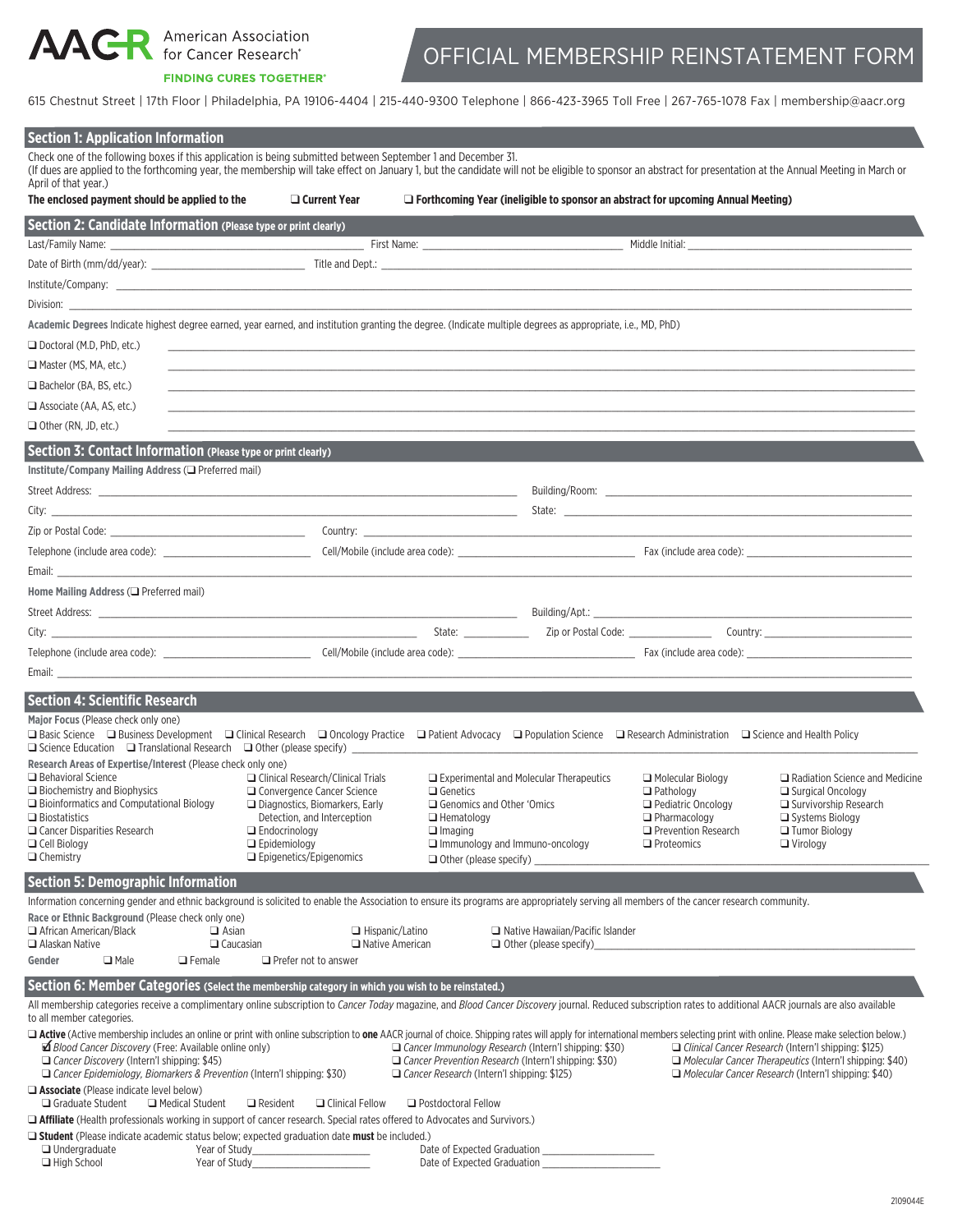# AACR American Association for Cancer Research®

**FINDING CURES TOGETHER®**

## OFFICIAL MEMBERSHIP REINSTATEMENT FORM

615 Chestnut Street | 17th Floor | Philadelphia, PA 19106-4404 | 215-440-9300 Telephone | 866-423-3965 Toll Free | 267-765-1078 Fax | membership@aacr.org

## Section 1: Application Information

Check one of the following boxes if this application is being submitted between September 1 and December 31.
(If dues are applied to the forthcoming year, the membership will take effect on January 1, but the candidate will not be eligible to sponsor an abstract for presentation at the Annual Meeting in March or April of that year.)

**The enclosed payment should be applied to the** ❑ **Current Year** ❑ **Forthcoming Year (ineligible to sponsor an abstract for upcoming Annual Meeting)**

## Section 2: Candidate Information (Please type or print clearly)

Last/Family Name: ____________ First Name: ____________ Middle Initial: ____________

Date of Birth (mm/dd/year): ____________ Title and Dept.: ____________

Institute/Company: ____________

Division: ____________

**Academic Degrees** Indicate highest degree earned, year earned, and institution granting the degree. (Indicate multiple degrees as appropriate, i.e., MD, PhD)

❑ Doctoral (M.D, PhD, etc.) ____________

❑ Master (MS, MA, etc.) ____________

❑ Bachelor (BA, BS, etc.) ____________

❑ Associate (AA, AS, etc.) ____________

❑ Other (RN, JD, etc.) ____________

## Section 3: Contact Information (Please type or print clearly)

**Institute/Company Mailing Address** (❑ Preferred mail)

Street Address: ____________ Building/Room: ____________

City: ____________ State: ____________

Zip or Postal Code: ____________ Country: ____________

Telephone (include area code): ____________ Cell/Mobile (include area code): ____________ Fax (include area code): ____________

Email: ____________

**Home Mailing Address** (❑ Preferred mail)

Street Address: ____________ Building/Apt.: ____________

City: ____________ State: ____________ Zip or Postal Code: ____________ Country: ____________

Telephone (include area code): ____________ Cell/Mobile (include area code): ____________ Fax (include area code): ____________

Email: ____________

## Section 4: Scientific Research

**Major Focus** (Please check only one)

❑ Basic Science ❑ Business Development ❑ Clinical Research ❑ Oncology Practice ❑ Patient Advocacy ❑ Population Science ❑ Research Administration ❑ Science and Health Policy ❑ Science Education ❑ Translational Research ❑ Other (please specify) ____________

**Research Areas of Expertise/Interest** (Please check only one)

❑ Behavioral Science
❑ Biochemistry and Biophysics
❑ Bioinformatics and Computational Biology
❑ Biostatistics
❑ Cancer Disparities Research
❑ Cell Biology
❑ Chemistry
❑ Clinical Research/Clinical Trials
❑ Convergence Cancer Science
❑ Diagnostics, Biomarkers, Early Detection, and Interception
❑ Endocrinology
❑ Epidemiology
❑ Epigenetics/Epigenomics
❑ Experimental and Molecular Therapeutics
❑ Genetics
❑ Genomics and Other 'Omics
❑ Hematology
❑ Imaging
❑ Immunology and Immuno-oncology
❑ Other (please specify) ____________
❑ Molecular Biology
❑ Pathology
❑ Pediatric Oncology
❑ Pharmacology
❑ Prevention Research
❑ Proteomics
❑ Radiation Science and Medicine
❑ Surgical Oncology
❑ Survivorship Research
❑ Systems Biology
❑ Tumor Biology
❑ Virology

## Section 5: Demographic Information

Information concerning gender and ethnic background is solicited to enable the Association to ensure its programs are appropriately serving all members of the cancer research community.

**Race or Ethnic Background** (Please check only one)

❑ African American/Black ❑ Asian ❑ Hispanic/Latino ❑ Native Hawaiian/Pacific Islander
❑ Alaskan Native ❑ Caucasian ❑ Native American ❑ Other (please specify) ____________

**Gender** ❑ Male ❑ Female ❑ Prefer not to answer

## Section 6: Member Categories (Select the membership category in which you wish to be reinstated.)

All membership categories receive a complimentary online subscription to *Cancer Today* magazine, and *Blood Cancer Discovery* journal. Reduced subscription rates to additional AACR journals are also available to all member categories.

❑ **Active** (Active membership includes an online or print with online subscription to **one** AACR journal of choice. Shipping rates will apply for international members selecting print with online. Please make selection below.)

- ☑ *Blood Cancer Discovery* (Free: Available online only)
- ❑ *Cancer Discovery* (Intern'l shipping: $45)
- ❑ *Cancer Epidemiology, Biomarkers & Prevention* (Intern'l shipping: $30)
- ❑ *Cancer Immunology Research* (Intern'l shipping: $30)
- ❑ *Cancer Prevention Research* (Intern'l shipping: $30)
- ❑ *Cancer Research* (Intern'l shipping: $125)
- ❑ *Clinical Cancer Research* (Intern'l shipping: $125)
- ❑ *Molecular Cancer Therapeutics* (Intern'l shipping: $40)
- ❑ *Molecular Cancer Research* (Intern'l shipping: $40)

❑ **Associate** (Please indicate level below)
❑ Graduate Student ❑ Medical Student ❑ Resident ❑ Clinical Fellow ❑ Postdoctoral Fellow

❑ **Affiliate** (Health professionals working in support of cancer research. Special rates offered to Advocates and Survivors.)

❑ **Student** (Please indicate academic status below; expected graduation date **must** be included.)
❑ Undergraduate Year of Study____________ Date of Expected Graduation ____________
❑ High School Year of Study____________ Date of Expected Graduation ____________

2109044E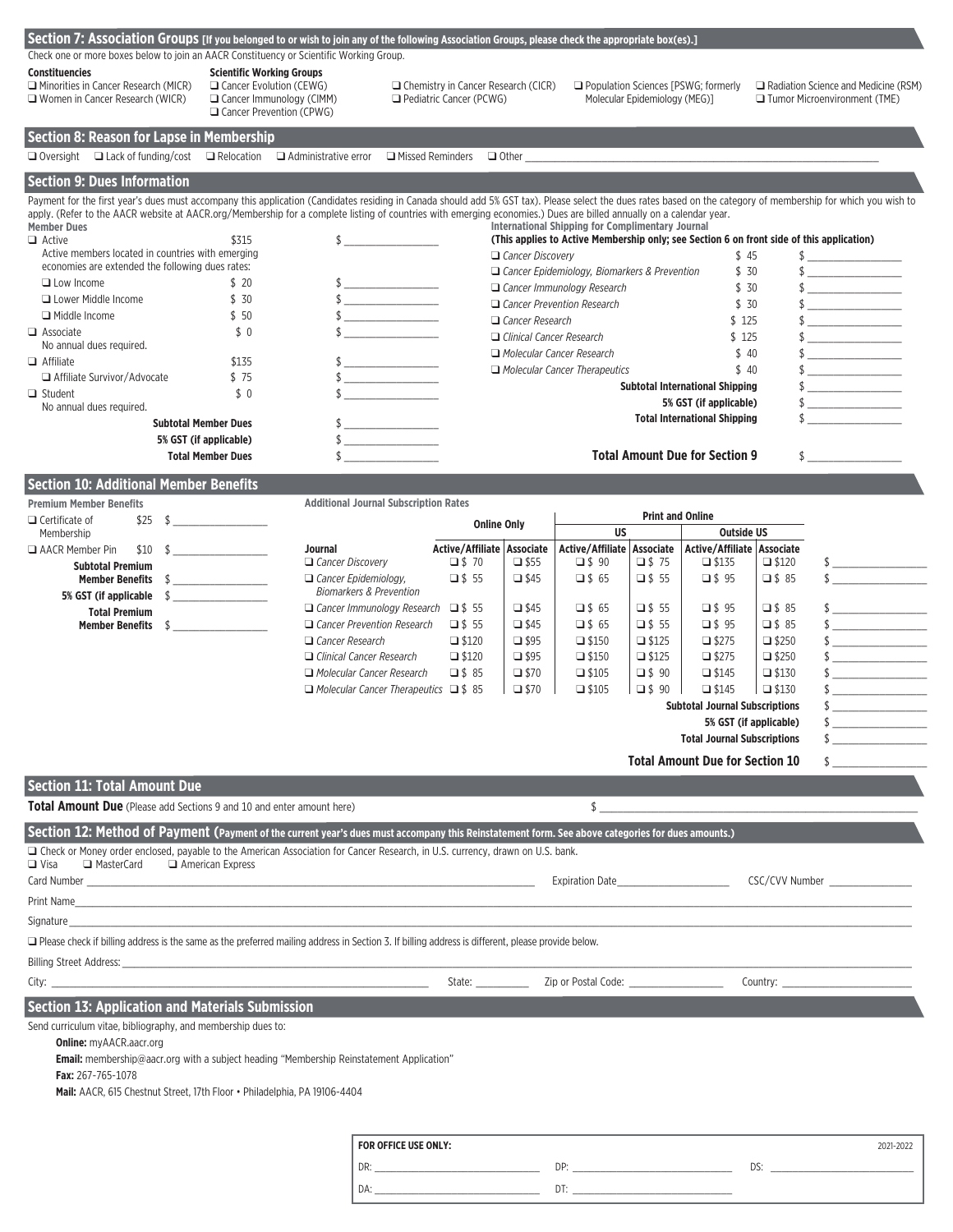## Section 7: Association Groups [If you belonged to or wish to join any of the following Association Groups, please check the appropriate box(es).]

Check one or more boxes below to join an AACR Constituency or Scientific Working Group.

**Constituencies**

- ❑ Minorities in Cancer Research (MICR)
- ❑ Women in Cancer Research (WICR)

**Scientific Working Groups**

- ❑ Cancer Evolution (CEWG)
- ❑ Cancer Immunology (CIMM)
- ❑ Cancer Prevention (CPWG)
- ❑ Chemistry in Cancer Research (CICR)
- ❑ Pediatric Cancer (PCWG)
- ❑ Population Sciences [PSWG; formerly Molecular Epidemiology (MEG)]
- ❑ Radiation Science and Medicine (RSM)
- ❑ Tumor Microenvironment (TME)

## Section 8: Reason for Lapse in Membership

❑ Oversight ❑ Lack of funding/cost ❑ Relocation ❑ Administrative error ❑ Missed Reminders ❑ Other ______________________________

## Section 9: Dues Information

Payment for the first year's dues must accompany this application (Candidates residing in Canada should add 5% GST tax). Please select the dues rates based on the category of membership for which you wish to apply. (Refer to the AACR website at AACR.org/Membership for a complete listing of countries with emerging economies.) Dues are billed annually on a calendar year.

**Member Dues**

| | | |
|---|---|---|
| ❑ Active | $315 | $ __________ |
| Active members located in countries with emerging economies are extended the following dues rates: | | |
| ❑ Low Income | $ 20 | $ __________ |
| ❑ Lower Middle Income | $ 30 | $ __________ |
| ❑ Middle Income | $ 50 | $ __________ |
| ❑ Associate No annual dues required. | $ 0 | $ __________ |
| ❑ Affiliate | $135 | $ __________ |
| ❑ Affiliate Survivor/Advocate | $ 75 | $ __________ |
| ❑ Student No annual dues required. | $ 0 | $ __________ |
| **Subtotal Member Dues** | | $ __________ |
| **5% GST (if applicable)** | | $ __________ |
| **Total Member Dues** | | $ __________ |

**International Shipping for Complimentary Journal**

**(This applies to Active Membership only; see Section 6 on front side of this application)**

| | | |
|---|---|---|
| ❑ *Cancer Discovery* | $ 45 | $ __________ |
| ❑ *Cancer Epidemiology, Biomarkers & Prevention* | $ 30 | $ __________ |
| ❑ *Cancer Immunology Research* | $ 30 | $ __________ |
| ❑ *Cancer Prevention Research* | $ 30 | $ __________ |
| ❑ *Cancer Research* | $ 125 | $ __________ |
| ❑ *Clinical Cancer Research* | $ 125 | $ __________ |
| ❑ *Molecular Cancer Research* | $ 40 | $ __________ |
| ❑ *Molecular Cancer Therapeutics* | $ 40 | $ __________ |
| **Subtotal International Shipping** | | $ __________ |
| **5% GST (if applicable)** | | $ __________ |
| **Total International Shipping** | | $ __________ |

**Total Amount Due for Section 9** $ __________

## Section 10: Additional Member Benefits

**Premium Member Benefits**

| | | |
|---|---|---|
| ❑ Certificate of Membership | $25 | $ __________ |
| ❑ AACR Member Pin | $10 | $ __________ |
| **Subtotal Premium Member Benefits** | | $ __________ |
| **5% GST (if applicable** | | $ __________ |
| **Total Premium Member Benefits** | | $ __________ |

**Additional Journal Subscription Rates**

| | Online Only | | Print and Online | | | | |
|---|---|---|---|---|---|---|---|
| | | | US | | Outside US | | |
| **Journal** | **Active/Affiliate** | **Associate** | **Active/Affiliate** | **Associate** | **Active/Affiliate** | **Associate** | |
| ❑ *Cancer Discovery* | ❑ $ 70 | ❑ $55 | ❑ $ 90 | ❑ $ 75 | ❑ $135 | ❑ $120 | $ __________ |
| ❑ *Cancer Epidemiology, Biomarkers & Prevention* | ❑ $ 55 | ❑ $45 | ❑ $ 65 | ❑ $ 55 | ❑ $ 95 | ❑ $ 85 | $ __________ |
| ❑ *Cancer Immunology Research* | ❑ $ 55 | ❑ $45 | ❑ $ 65 | ❑ $ 55 | ❑ $ 95 | ❑ $ 85 | $ __________ |
| ❑ *Cancer Prevention Research* | ❑ $ 55 | ❑ $45 | ❑ $ 65 | ❑ $ 55 | ❑ $ 95 | ❑ $ 85 | $ __________ |
| ❑ *Cancer Research* | ❑ $120 | ❑ $95 | ❑ $150 | ❑ $125 | ❑ $275 | ❑ $250 | $ __________ |
| ❑ *Clinical Cancer Research* | ❑ $120 | ❑ $95 | ❑ $150 | ❑ $125 | ❑ $275 | ❑ $250 | $ __________ |
| ❑ *Molecular Cancer Research* | ❑ $ 85 | ❑ $70 | ❑ $105 | ❑ $ 90 | ❑ $145 | ❑ $130 | $ __________ |
| ❑ *Molecular Cancer Therapeutics* | ❑ $ 85 | ❑ $70 | ❑ $105 | ❑ $ 90 | ❑ $145 | ❑ $130 | $ __________ |
| | | | | | | **Subtotal Journal Subscriptions** | $ __________ |
| | | | | | | **5% GST (if applicable)** | $ __________ |
| | | | | | | **Total Journal Subscriptions** | $ __________ |

**Total Amount Due for Section 10** $ __________

## Section 11: Total Amount Due

**Total Amount Due** (Please add Sections 9 and 10 and enter amount here) $ __________

## Section 12: Method of Payment (Payment of the current year's dues must accompany this Reinstatement form. See above categories for dues amounts.)

❑ Check or Money order enclosed, payable to the American Association for Cancer Research, in U.S. currency, drawn on U.S. bank.

❑ Visa ❑ MasterCard ❑ American Express

Card Number ______________________ Expiration Date __________ CSC/CVV Number __________

Print Name ______________________

Signature ______________________

❑ Please check if billing address is the same as the preferred mailing address in Section 3. If billing address is different, please provide below.

Billing Street Address: ______________________

City: __________ State: __________ Zip or Postal Code: __________ Country: __________

## Section 13: Application and Materials Submission

Send curriculum vitae, bibliography, and membership dues to:

**Online:** myAACR.aacr.org

**Email:** membership@aacr.org with a subject heading "Membership Reinstatement Application"

**Fax:** 267-765-1078

**Mail:** AACR, 615 Chestnut Street, 17th Floor • Philadelphia, PA 19106-4404

**FOR OFFICE USE ONLY:** 2021-2022

DR: __________ DP: __________ DS: __________

DA: __________ DT: __________